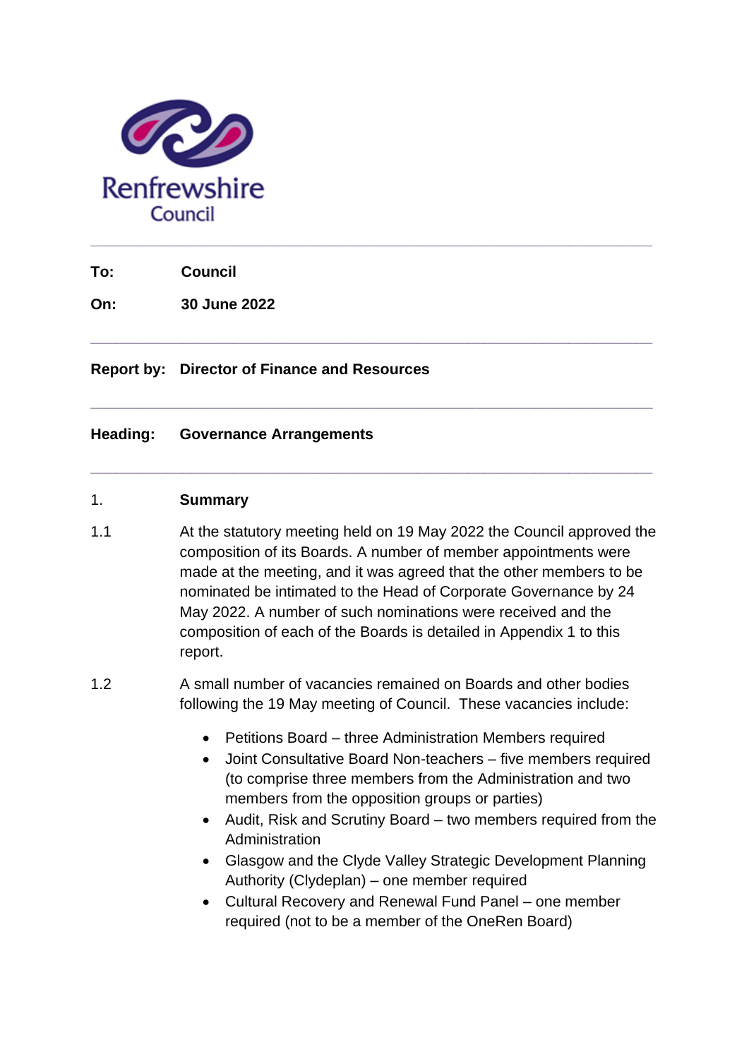Renfrewshire Council

---

**To:** Council

**On:** 30 June 2022

---

**Report by:** Director of Finance and Resources

---

**Heading:** Governance Arrangements

---

## 1. Summary

1.1 At the statutory meeting held on 19 May 2022 the Council approved the composition of its Boards. A number of member appointments were made at the meeting, and it was agreed that the other members to be nominated be intimated to the Head of Corporate Governance by 24 May 2022. A number of such nominations were received and the composition of each of the Boards is detailed in Appendix 1 to this report.

1.2 A small number of vacancies remained on Boards and other bodies following the 19 May meeting of Council. These vacancies include:

- Petitions Board – three Administration Members required
- Joint Consultative Board Non-teachers – five members required (to comprise three members from the Administration and two members from the opposition groups or parties)
- Audit, Risk and Scrutiny Board – two members required from the Administration
- Glasgow and the Clyde Valley Strategic Development Planning Authority (Clydeplan) – one member required
- Cultural Recovery and Renewal Fund Panel – one member required (not to be a member of the OneRen Board)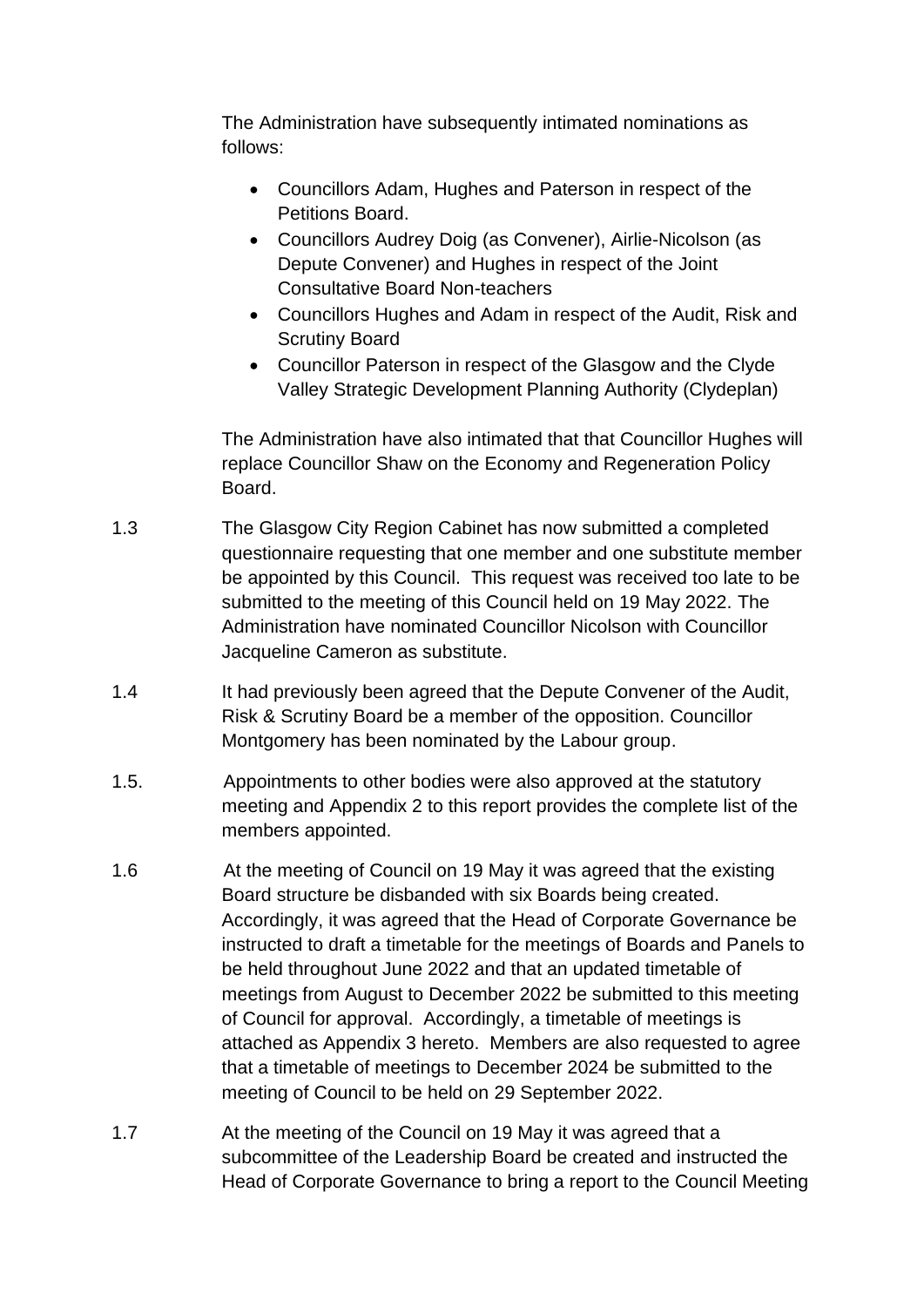The Administration have subsequently intimated nominations as follows:

- Councillors Adam, Hughes and Paterson in respect of the Petitions Board.
- Councillors Audrey Doig (as Convener), Airlie-Nicolson (as Depute Convener) and Hughes in respect of the Joint Consultative Board Non-teachers
- Councillors Hughes and Adam in respect of the Audit, Risk and Scrutiny Board
- Councillor Paterson in respect of the Glasgow and the Clyde Valley Strategic Development Planning Authority (Clydeplan)

The Administration have also intimated that that Councillor Hughes will replace Councillor Shaw on the Economy and Regeneration Policy Board.

1.3 The Glasgow City Region Cabinet has now submitted a completed questionnaire requesting that one member and one substitute member be appointed by this Council. This request was received too late to be submitted to the meeting of this Council held on 19 May 2022. The Administration have nominated Councillor Nicolson with Councillor Jacqueline Cameron as substitute.

1.4 It had previously been agreed that the Depute Convener of the Audit, Risk & Scrutiny Board be a member of the opposition. Councillor Montgomery has been nominated by the Labour group.

1.5. Appointments to other bodies were also approved at the statutory meeting and Appendix 2 to this report provides the complete list of the members appointed.

1.6 At the meeting of Council on 19 May it was agreed that the existing Board structure be disbanded with six Boards being created. Accordingly, it was agreed that the Head of Corporate Governance be instructed to draft a timetable for the meetings of Boards and Panels to be held throughout June 2022 and that an updated timetable of meetings from August to December 2022 be submitted to this meeting of Council for approval. Accordingly, a timetable of meetings is attached as Appendix 3 hereto. Members are also requested to agree that a timetable of meetings to December 2024 be submitted to the meeting of Council to be held on 29 September 2022.

1.7 At the meeting of the Council on 19 May it was agreed that a subcommittee of the Leadership Board be created and instructed the Head of Corporate Governance to bring a report to the Council Meeting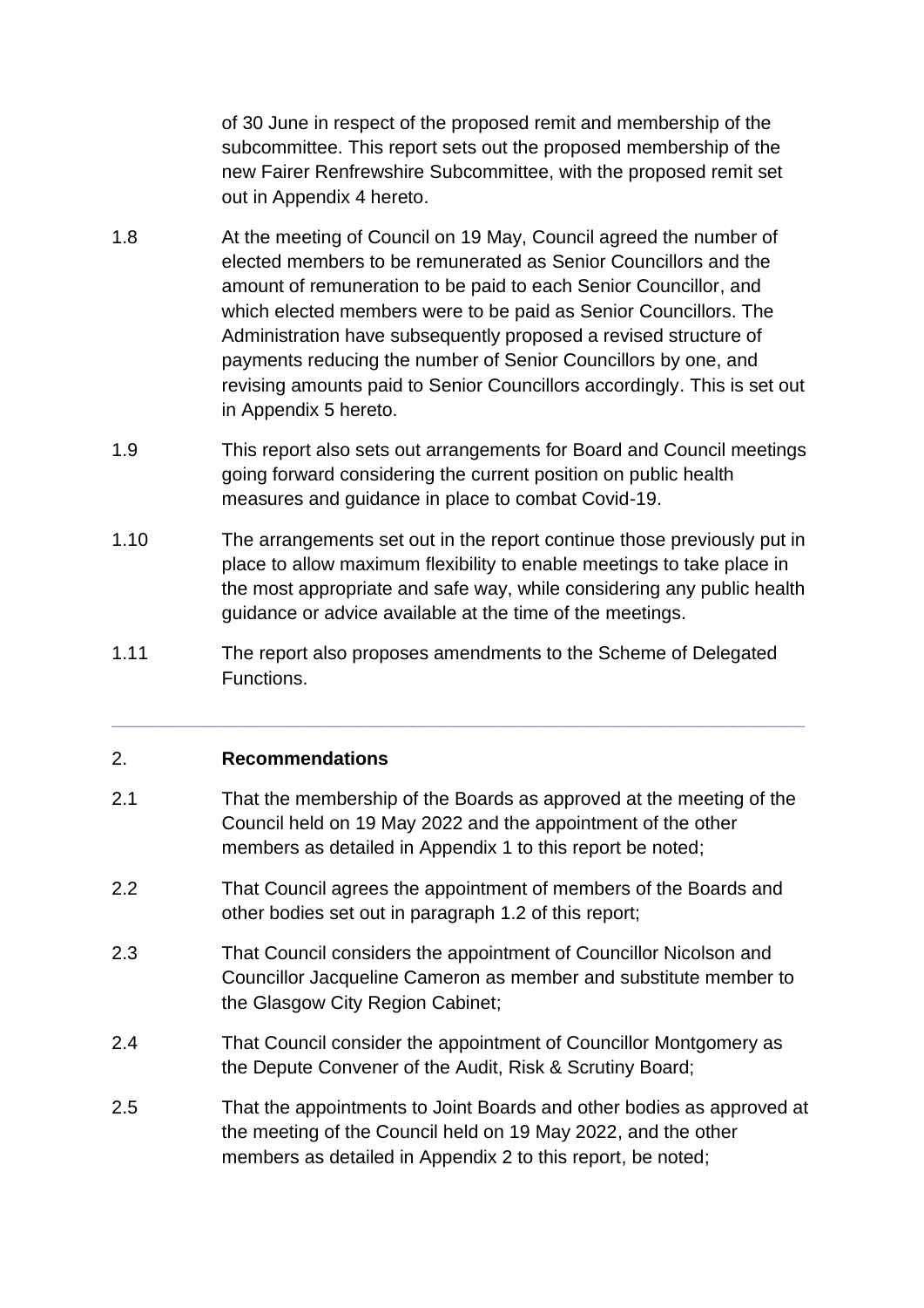of 30 June in respect of the proposed remit and membership of the subcommittee. This report sets out the proposed membership of the new Fairer Renfrewshire Subcommittee, with the proposed remit set out in Appendix 4 hereto.

1.8 At the meeting of Council on 19 May, Council agreed the number of elected members to be remunerated as Senior Councillors and the amount of remuneration to be paid to each Senior Councillor, and which elected members were to be paid as Senior Councillors. The Administration have subsequently proposed a revised structure of payments reducing the number of Senior Councillors by one, and revising amounts paid to Senior Councillors accordingly. This is set out in Appendix 5 hereto.

1.9 This report also sets out arrangements for Board and Council meetings going forward considering the current position on public health measures and guidance in place to combat Covid-19.

1.10 The arrangements set out in the report continue those previously put in place to allow maximum flexibility to enable meetings to take place in the most appropriate and safe way, while considering any public health guidance or advice available at the time of the meetings.

1.11 The report also proposes amendments to the Scheme of Delegated Functions.

---

## 2. Recommendations

2.1 That the membership of the Boards as approved at the meeting of the Council held on 19 May 2022 and the appointment of the other members as detailed in Appendix 1 to this report be noted;

2.2 That Council agrees the appointment of members of the Boards and other bodies set out in paragraph 1.2 of this report;

2.3 That Council considers the appointment of Councillor Nicolson and Councillor Jacqueline Cameron as member and substitute member to the Glasgow City Region Cabinet;

2.4 That Council consider the appointment of Councillor Montgomery as the Depute Convener of the Audit, Risk & Scrutiny Board;

2.5 That the appointments to Joint Boards and other bodies as approved at the meeting of the Council held on 19 May 2022, and the other members as detailed in Appendix 2 to this report, be noted;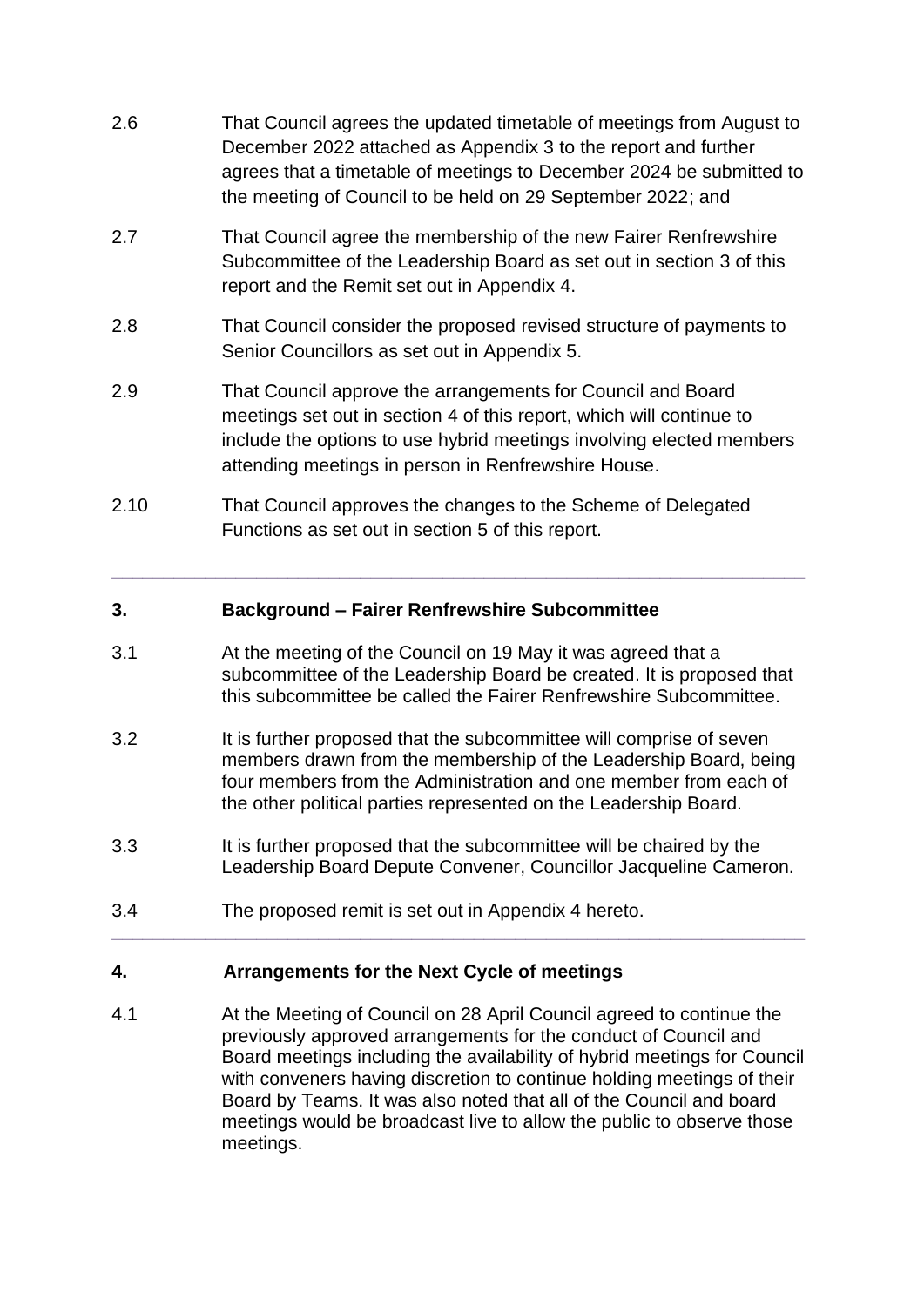2.6 That Council agrees the updated timetable of meetings from August to December 2022 attached as Appendix 3 to the report and further agrees that a timetable of meetings to December 2024 be submitted to the meeting of Council to be held on 29 September 2022; and

2.7 That Council agree the membership of the new Fairer Renfrewshire Subcommittee of the Leadership Board as set out in section 3 of this report and the Remit set out in Appendix 4.

2.8 That Council consider the proposed revised structure of payments to Senior Councillors as set out in Appendix 5.

2.9 That Council approve the arrangements for Council and Board meetings set out in section 4 of this report, which will continue to include the options to use hybrid meetings involving elected members attending meetings in person in Renfrewshire House.

2.10 That Council approves the changes to the Scheme of Delegated Functions as set out in section 5 of this report.

---

## 3. Background – Fairer Renfrewshire Subcommittee

3.1 At the meeting of the Council on 19 May it was agreed that a subcommittee of the Leadership Board be created. It is proposed that this subcommittee be called the Fairer Renfrewshire Subcommittee.

3.2 It is further proposed that the subcommittee will comprise of seven members drawn from the membership of the Leadership Board, being four members from the Administration and one member from each of the other political parties represented on the Leadership Board.

3.3 It is further proposed that the subcommittee will be chaired by the Leadership Board Depute Convener, Councillor Jacqueline Cameron.

3.4 The proposed remit is set out in Appendix 4 hereto.

---

## 4. Arrangements for the Next Cycle of meetings

4.1 At the Meeting of Council on 28 April Council agreed to continue the previously approved arrangements for the conduct of Council and Board meetings including the availability of hybrid meetings for Council with conveners having discretion to continue holding meetings of their Board by Teams. It was also noted that all of the Council and board meetings would be broadcast live to allow the public to observe those meetings.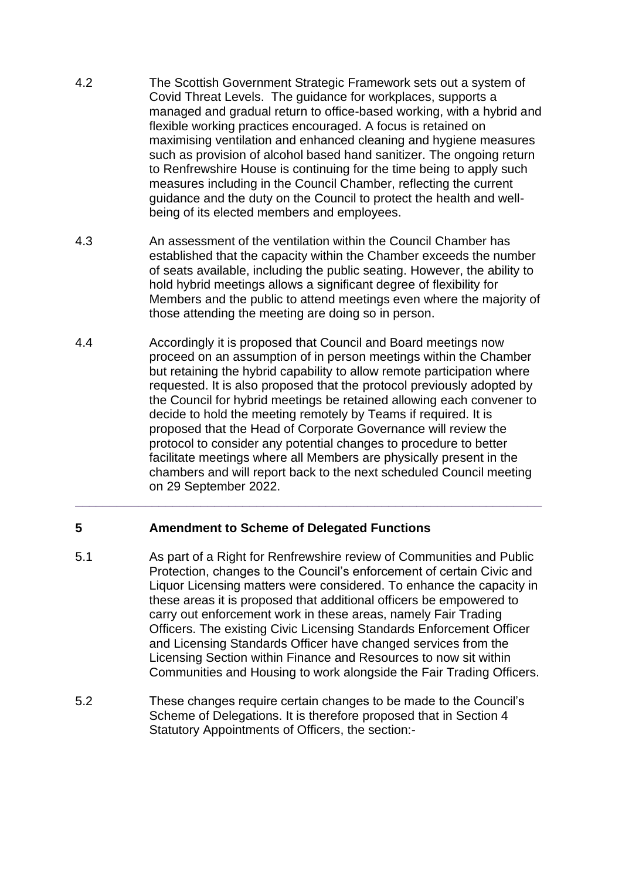4.2 The Scottish Government Strategic Framework sets out a system of Covid Threat Levels. The guidance for workplaces, supports a managed and gradual return to office-based working, with a hybrid and flexible working practices encouraged. A focus is retained on maximising ventilation and enhanced cleaning and hygiene measures such as provision of alcohol based hand sanitizer. The ongoing return to Renfrewshire House is continuing for the time being to apply such measures including in the Council Chamber, reflecting the current guidance and the duty on the Council to protect the health and well-being of its elected members and employees.

4.3 An assessment of the ventilation within the Council Chamber has established that the capacity within the Chamber exceeds the number of seats available, including the public seating. However, the ability to hold hybrid meetings allows a significant degree of flexibility for Members and the public to attend meetings even where the majority of those attending the meeting are doing so in person.

4.4 Accordingly it is proposed that Council and Board meetings now proceed on an assumption of in person meetings within the Chamber but retaining the hybrid capability to allow remote participation where requested. It is also proposed that the protocol previously adopted by the Council for hybrid meetings be retained allowing each convener to decide to hold the meeting remotely by Teams if required. It is proposed that the Head of Corporate Governance will review the protocol to consider any potential changes to procedure to better facilitate meetings where all Members are physically present in the chambers and will report back to the next scheduled Council meeting on 29 September 2022.

---

## 5 Amendment to Scheme of Delegated Functions

5.1 As part of a Right for Renfrewshire review of Communities and Public Protection, changes to the Council's enforcement of certain Civic and Liquor Licensing matters were considered. To enhance the capacity in these areas it is proposed that additional officers be empowered to carry out enforcement work in these areas, namely Fair Trading Officers. The existing Civic Licensing Standards Enforcement Officer and Licensing Standards Officer have changed services from the Licensing Section within Finance and Resources to now sit within Communities and Housing to work alongside the Fair Trading Officers.

5.2 These changes require certain changes to be made to the Council's Scheme of Delegations. It is therefore proposed that in Section 4 Statutory Appointments of Officers, the section:-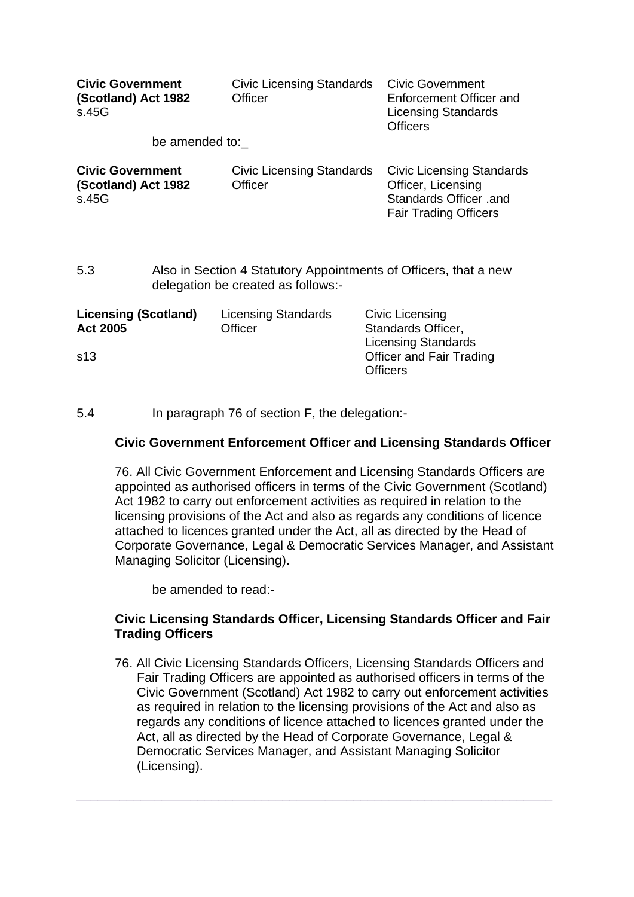| **Civic Government (Scotland) Act 1982** s.45G | Civic Licensing Standards Officer | Civic Government Enforcement Officer and Licensing Standards Officers |
|---|---|---|

be amended to:_

| **Civic Government (Scotland) Act 1982** s.45G | Civic Licensing Standards Officer | Civic Licensing Standards Officer, Licensing Standards Officer .and Fair Trading Officers |
|---|---|---|

5.3 Also in Section 4 Statutory Appointments of Officers, that a new delegation be created as follows:-

| **Licensing (Scotland) Act 2005** s13 | Licensing Standards Officer | Civic Licensing Standards Officer, Licensing Standards Officer and Fair Trading Officers |
|---|---|---|

5.4 In paragraph 76 of section F, the delegation:-

**Civic Government Enforcement Officer and Licensing Standards Officer**

76. All Civic Government Enforcement and Licensing Standards Officers are appointed as authorised officers in terms of the Civic Government (Scotland) Act 1982 to carry out enforcement activities as required in relation to the licensing provisions of the Act and also as regards any conditions of licence attached to licences granted under the Act, all as directed by the Head of Corporate Governance, Legal & Democratic Services Manager, and Assistant Managing Solicitor (Licensing).

be amended to read:-

**Civic Licensing Standards Officer, Licensing Standards Officer and Fair Trading Officers**

76. All Civic Licensing Standards Officers, Licensing Standards Officers and Fair Trading Officers are appointed as authorised officers in terms of the Civic Government (Scotland) Act 1982 to carry out enforcement activities as required in relation to the licensing provisions of the Act and also as regards any conditions of licence attached to licences granted under the Act, all as directed by the Head of Corporate Governance, Legal & Democratic Services Manager, and Assistant Managing Solicitor (Licensing).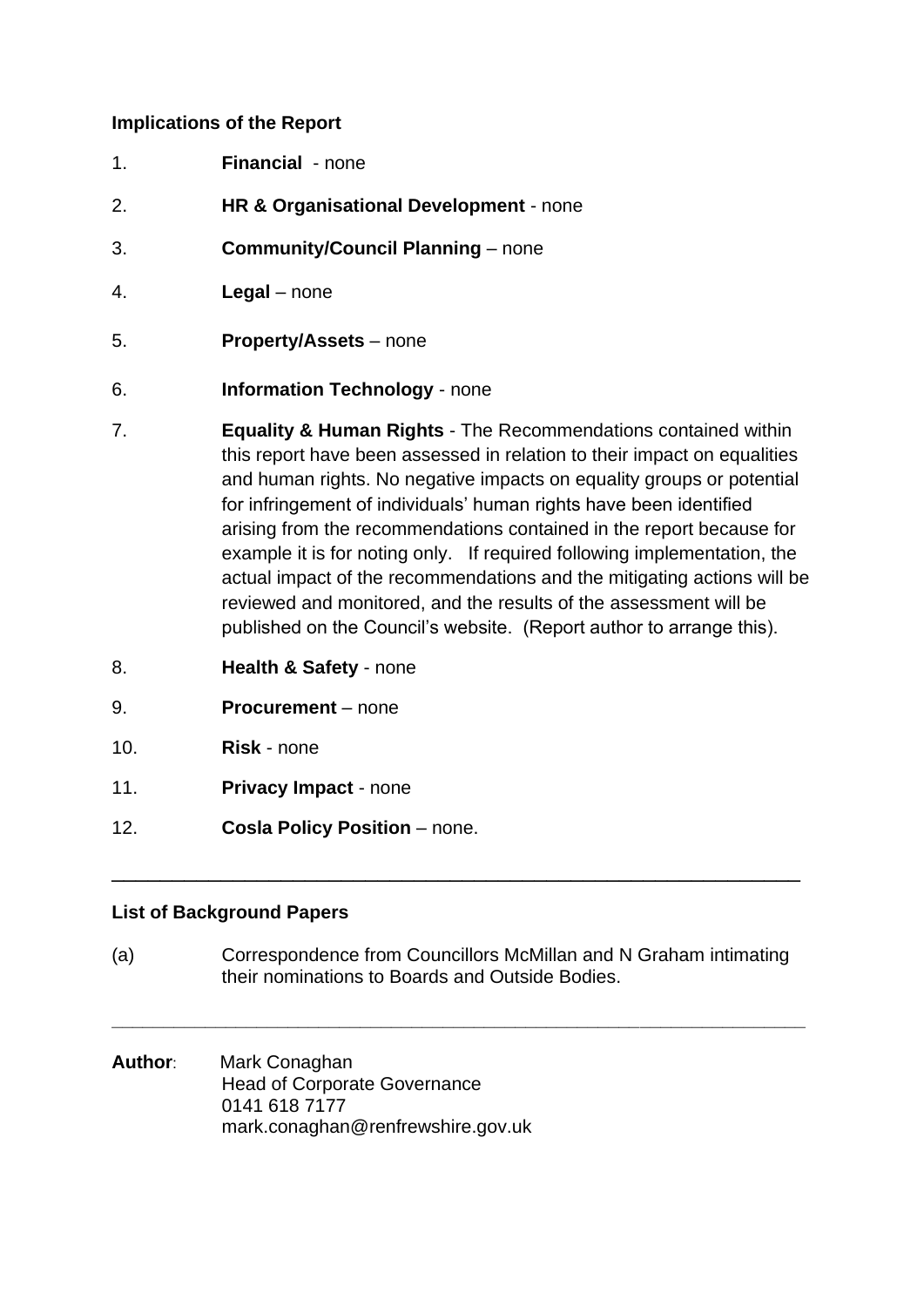**Implications of the Report**

1. **Financial** - none
2. **HR & Organisational Development** - none
3. **Community/Council Planning** – none
4. **Legal** – none
5. **Property/Assets** – none
6. **Information Technology** - none
7. **Equality & Human Rights** - The Recommendations contained within this report have been assessed in relation to their impact on equalities and human rights. No negative impacts on equality groups or potential for infringement of individuals' human rights have been identified arising from the recommendations contained in the report because for example it is for noting only. If required following implementation, the actual impact of the recommendations and the mitigating actions will be reviewed and monitored, and the results of the assessment will be published on the Council's website. (Report author to arrange this).
8. **Health & Safety** - none
9. **Procurement** – none
10. **Risk** - none
11. **Privacy Impact** - none
12. **Cosla Policy Position** – none.

---

**List of Background Papers**

(a) Correspondence from Councillors McMillan and N Graham intimating their nominations to Boards and Outside Bodies.

---

**Author**: Mark Conaghan
Head of Corporate Governance
0141 618 7177
mark.conaghan@renfrewshire.gov.uk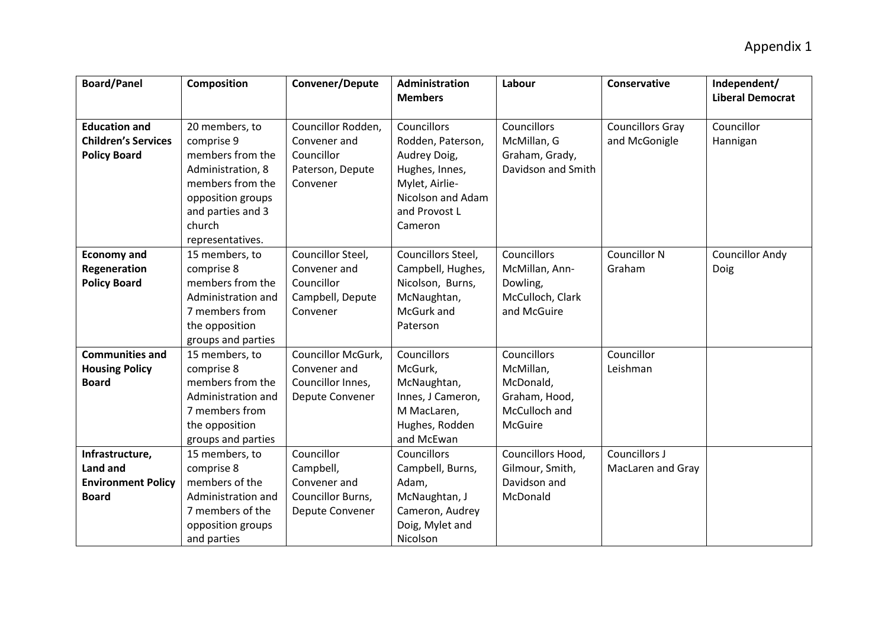Appendix 1

| Board/Panel | Composition | Convener/Depute | Administration Members | Labour | Conservative | Independent/ Liberal Democrat |
|---|---|---|---|---|---|---|
| **Education and Children's Services Policy Board** | 20 members, to comprise 9 members from the Administration, 8 members from the opposition groups and parties and 3 church representatives. | Councillor Rodden, Convener and Councillor Paterson, Depute Convener | Councillors Rodden, Paterson, Audrey Doig, Hughes, Innes, Mylet, Airlie-Nicolson and Adam and Provost L Cameron | Councillors McMillan, G Graham, Grady, Davidson and Smith | Councillors Gray and McGonigle | Councillor Hannigan |
| **Economy and Regeneration Policy Board** | 15 members, to comprise 8 members from the Administration and 7 members from the opposition groups and parties | Councillor Steel, Convener and Councillor Campbell, Depute Convener | Councillors Steel, Campbell, Hughes, Nicolson, Burns, McNaughtan, McGurk and Paterson | Councillors McMillan, Ann-Dowling, McCulloch, Clark and McGuire | Councillor N Graham | Councillor Andy Doig |
| **Communities and Housing Policy Board** | 15 members, to comprise 8 members from the Administration and 7 members from the opposition groups and parties | Councillor McGurk, Convener and Councillor Innes, Depute Convener | Councillors McGurk, McNaughtan, Innes, J Cameron, M MacLaren, Hughes, Rodden and McEwan | Councillors McMillan, McDonald, Graham, Hood, McCulloch and McGuire | Councillor Leishman | |
| **Infrastructure, Land and Environment Policy Board** | 15 members, to comprise 8 members of the Administration and 7 members of the opposition groups and parties | Councillor Campbell, Convener and Councillor Burns, Depute Convener | Councillors Campbell, Burns, Adam, McNaughtan, J Cameron, Audrey Doig, Mylet and Nicolson | Councillors Hood, Gilmour, Smith, Davidson and McDonald | Councillors J MacLaren and Gray | |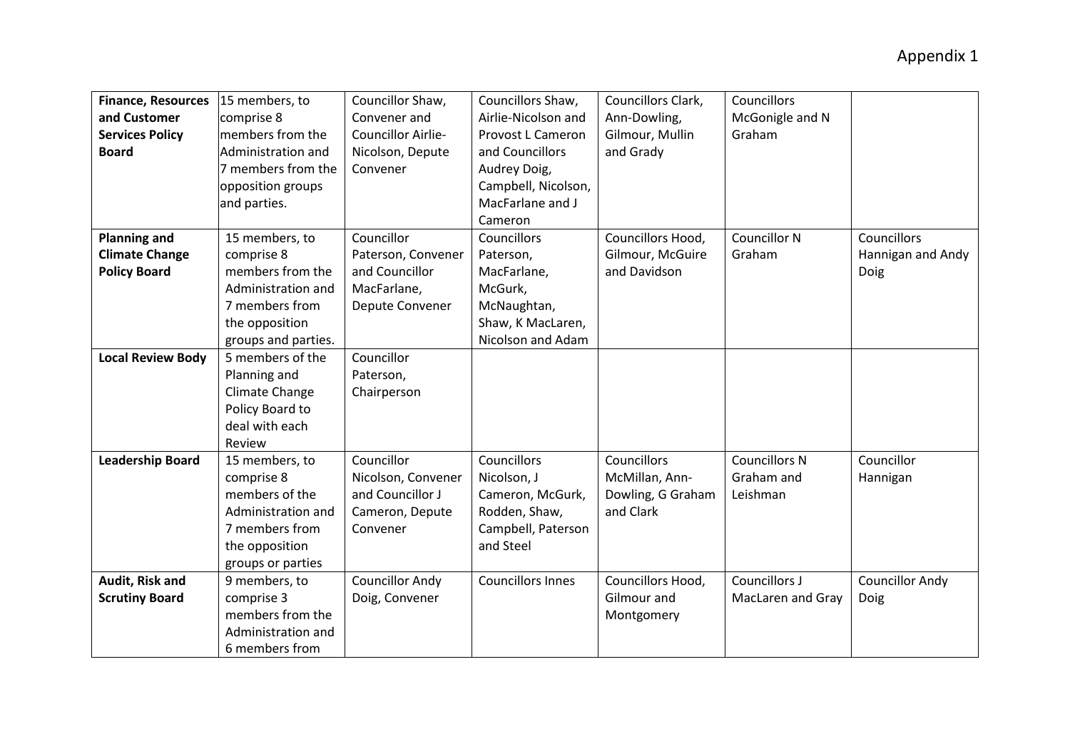Appendix 1

| **Finance, Resources and Customer Services Policy Board** | 15 members, to comprise 8 members from the Administration and 7 members from the opposition groups and parties. | Councillor Shaw, Convener and Councillor Airlie-Nicolson, Depute Convener | Councillors Shaw, Airlie-Nicolson and Provost L Cameron and Councillors Audrey Doig, Campbell, Nicolson, MacFarlane and J Cameron | Councillors Clark, Ann-Dowling, Gilmour, Mullin and Grady | Councillors McGonigle and N Graham | |
|---|---|---|---|---|---|---|
| **Planning and Climate Change Policy Board** | 15 members, to comprise 8 members from the Administration and 7 members from the opposition groups and parties. | Councillor Paterson, Convener and Councillor MacFarlane, Depute Convener | Councillors Paterson, MacFarlane, McGurk, McNaughtan, Shaw, K MacLaren, Nicolson and Adam | Councillors Hood, Gilmour, McGuire and Davidson | Councillor N Graham | Councillors Hannigan and Andy Doig |
| **Local Review Body** | 5 members of the Planning and Climate Change Policy Board to deal with each Review | Councillor Paterson, Chairperson | | | | |
| **Leadership Board** | 15 members, to comprise 8 members of the Administration and 7 members from the opposition groups or parties | Councillor Nicolson, Convener and Councillor J Cameron, Depute Convener | Councillors Nicolson, J Cameron, McGurk, Rodden, Shaw, Campbell, Paterson and Steel | Councillors McMillan, Ann-Dowling, G Graham and Clark | Councillors N Graham and Leishman | Councillor Hannigan |
| **Audit, Risk and Scrutiny Board** | 9 members, to comprise 3 members from the Administration and 6 members from | Councillor Andy Doig, Convener | Councillors Innes | Councillors Hood, Gilmour and Montgomery | Councillors J MacLaren and Gray | Councillor Andy Doig |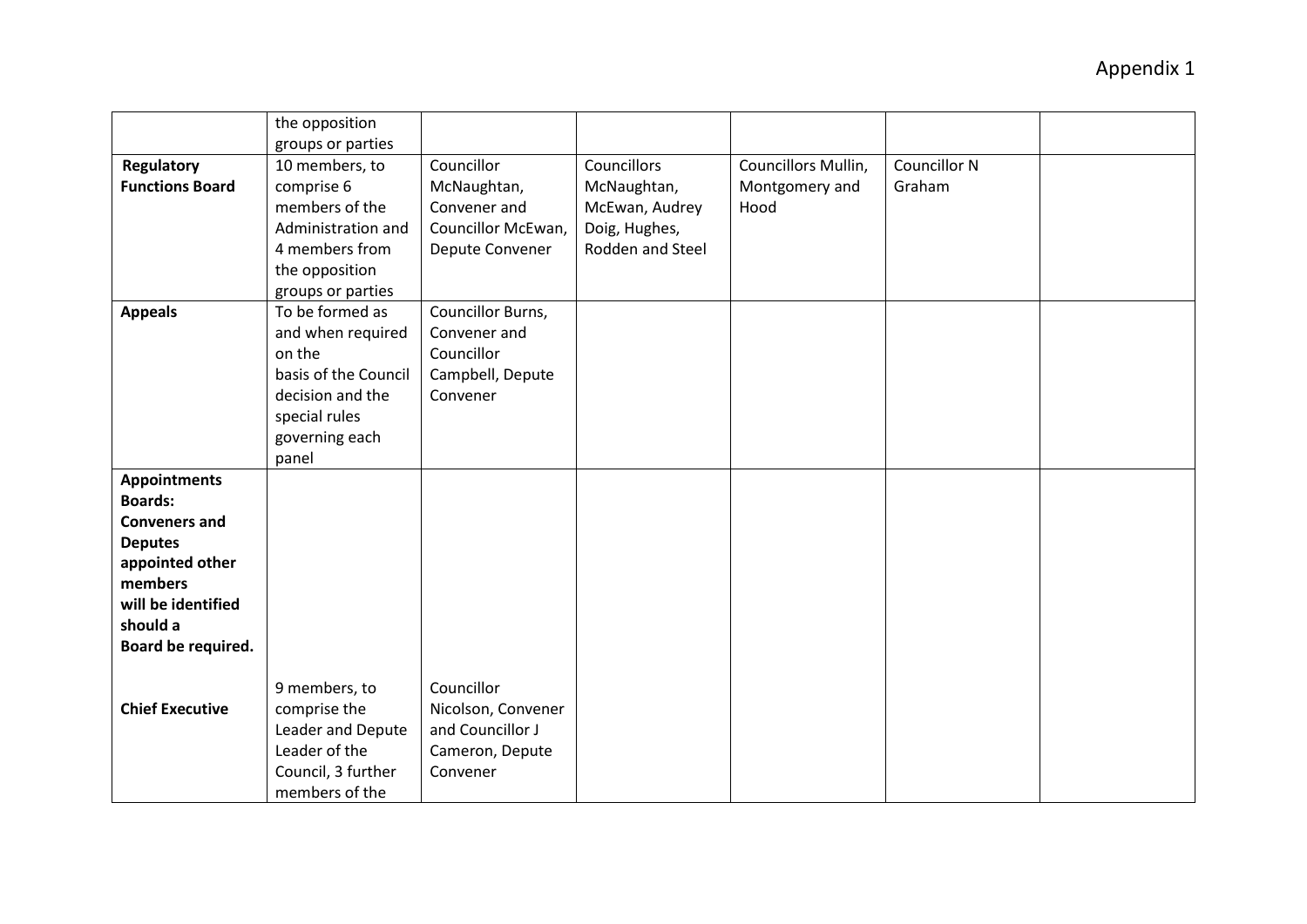Appendix 1

| | | | | | | |
|---|---|---|---|---|---|---|
| | the opposition groups or parties | | | | | |
| **Regulatory Functions Board** | 10 members, to comprise 6 members of the Administration and 4 members from the opposition groups or parties | Councillor McNaughtan, Convener and Councillor McEwan, Depute Convener | Councillors McNaughtan, McEwan, Audrey Doig, Hughes, Rodden and Steel | Councillors Mullin, Montgomery and Hood | Councillor N Graham | |
| **Appeals** | To be formed as and when required on the basis of the Council decision and the special rules governing each panel | Councillor Burns, Convener and Councillor Campbell, Depute Convener | | | | |
| **Appointments Boards: Conveners and Deputes appointed other members will be identified should a Board be required.**<br><br>**Chief Executive** | 9 members, to comprise the Leader and Depute Leader of the Council, 3 further members of the | Councillor Nicolson, Convener and Councillor J Cameron, Depute Convener | | | | |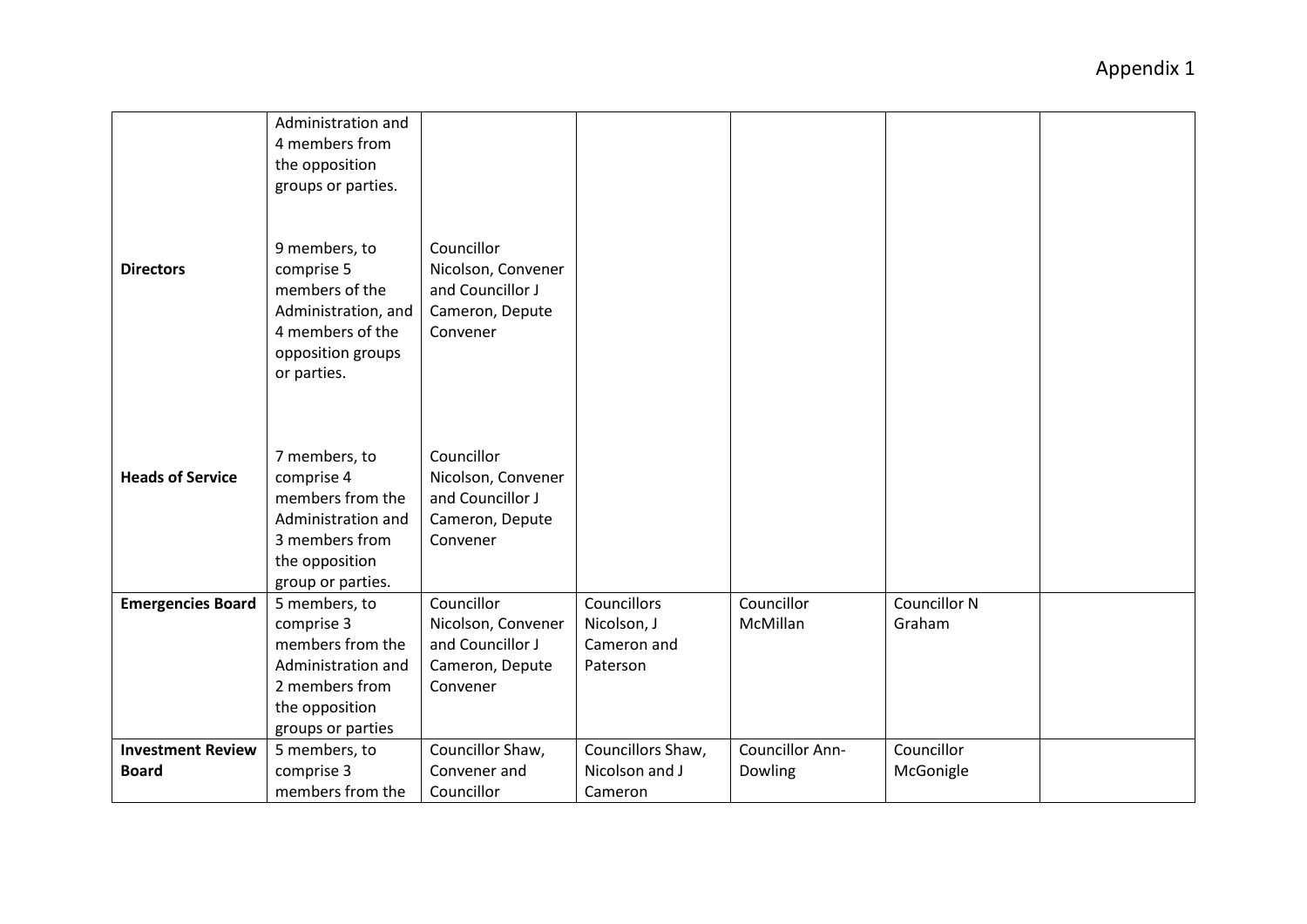Appendix 1

| | | | | | | |
|---|---|---|---|---|---|---|
| | Administration and 4 members from the opposition groups or parties. | | | | | |
| **Directors** | 9 members, to comprise 5 members of the Administration, and 4 members of the opposition groups or parties. | Councillor Nicolson, Convener and Councillor J Cameron, Depute Convener | | | | |
| **Heads of Service** | 7 members, to comprise 4 members from the Administration and 3 members from the opposition group or parties. | Councillor Nicolson, Convener and Councillor J Cameron, Depute Convener | | | | |
| **Emergencies Board** | 5 members, to comprise 3 members from the Administration and 2 members from the opposition groups or parties | Councillor Nicolson, Convener and Councillor J Cameron, Depute Convener | Councillors Nicolson, J Cameron and Paterson | Councillor McMillan | Councillor N Graham | |
| **Investment Review Board** | 5 members, to comprise 3 members from the | Councillor Shaw, Convener and Councillor | Councillors Shaw, Nicolson and J Cameron | Councillor Ann-Dowling | Councillor McGonigle | |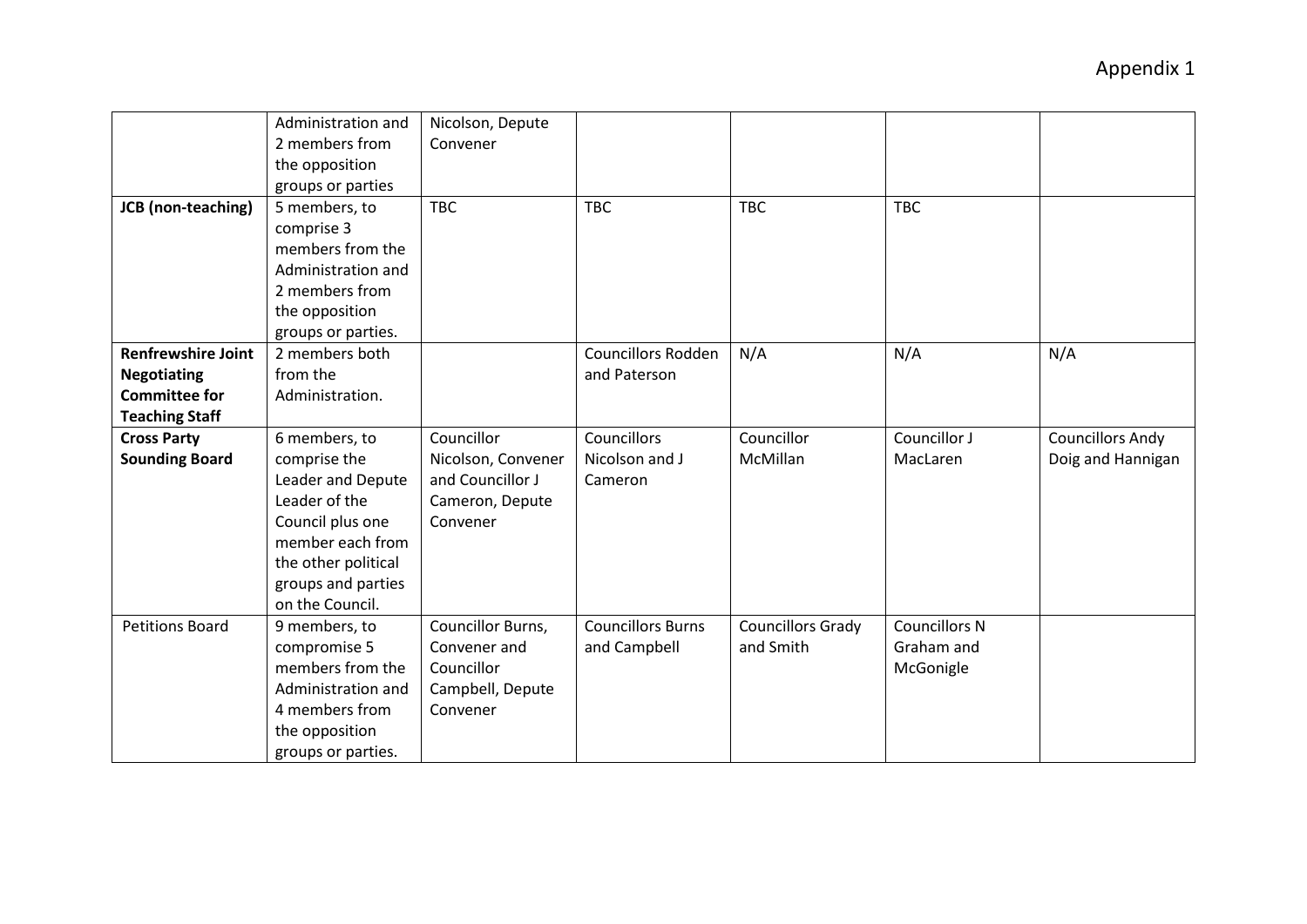Appendix 1

| | | | | | | |
|---|---|---|---|---|---|---|
| | Administration and 2 members from the opposition groups or parties | Nicolson, Depute Convener | | | | |
| **JCB (non-teaching)** | 5 members, to comprise 3 members from the Administration and 2 members from the opposition groups or parties. | TBC | TBC | TBC | TBC | |
| **Renfrewshire Joint Negotiating Committee for Teaching Staff** | 2 members both from the Administration. | | Councillors Rodden and Paterson | N/A | N/A | N/A |
| **Cross Party Sounding Board** | 6 members, to comprise the Leader and Depute Leader of the Council plus one member each from the other political groups and parties on the Council. | Councillor Nicolson, Convener and Councillor J Cameron, Depute Convener | Councillors Nicolson and J Cameron | Councillor McMillan | Councillor J MacLaren | Councillors Andy Doig and Hannigan |
| Petitions Board | 9 members, to compromise 5 members from the Administration and 4 members from the opposition groups or parties. | Councillor Burns, Convener and Councillor Campbell, Depute Convener | Councillors Burns and Campbell | Councillors Grady and Smith | Councillors N Graham and McGonigle | |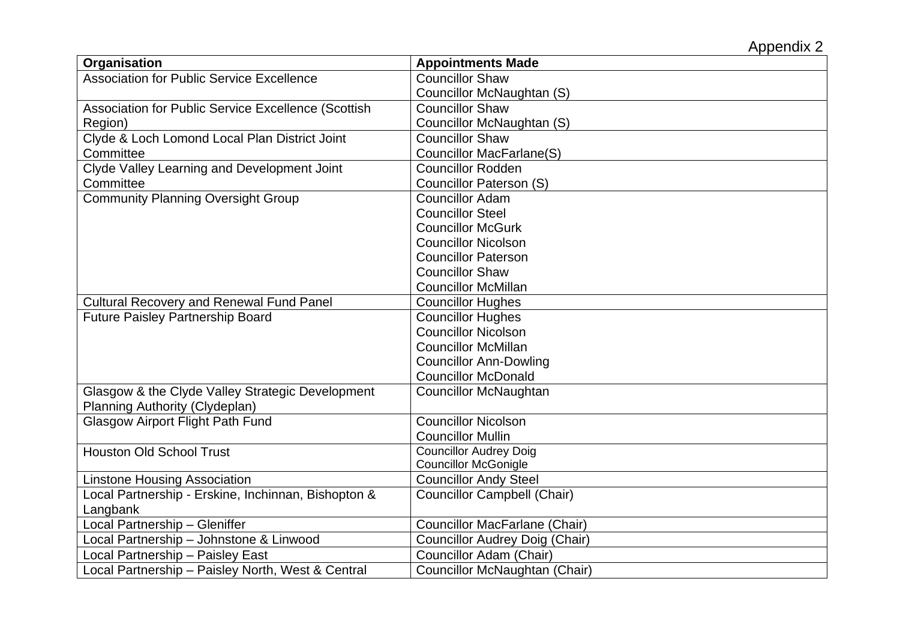Appendix 2

| Organisation | Appointments Made |
| --- | --- |
| Association for Public Service Excellence | Councillor Shaw<br>Councillor McNaughtan (S) |
| Association for Public Service Excellence (Scottish Region) | Councillor Shaw<br>Councillor McNaughtan (S) |
| Clyde & Loch Lomond Local Plan District Joint Committee | Councillor Shaw<br>Councillor MacFarlane(S) |
| Clyde Valley Learning and Development Joint Committee | Councillor Rodden<br>Councillor Paterson (S) |
| Community Planning Oversight Group | Councillor Adam<br>Councillor Steel<br>Councillor McGurk<br>Councillor Nicolson<br>Councillor Paterson<br>Councillor Shaw<br>Councillor McMillan |
| Cultural Recovery and Renewal Fund Panel | Councillor Hughes |
| Future Paisley Partnership Board | Councillor Hughes<br>Councillor Nicolson<br>Councillor McMillan<br>Councillor Ann-Dowling<br>Councillor McDonald |
| Glasgow & the Clyde Valley Strategic Development Planning Authority (Clydeplan) | Councillor McNaughtan |
| Glasgow Airport Flight Path Fund | Councillor Nicolson<br>Councillor Mullin |
| Houston Old School Trust | Councillor Audrey Doig<br>Councillor McGonigle |
| Linstone Housing Association | Councillor Andy Steel |
| Local Partnership - Erskine, Inchinnan, Bishopton & Langbank | Councillor Campbell (Chair) |
| Local Partnership – Gleniffer | Councillor MacFarlane (Chair) |
| Local Partnership – Johnstone & Linwood | Councillor Audrey Doig (Chair) |
| Local Partnership – Paisley East | Councillor Adam (Chair) |
| Local Partnership – Paisley North, West & Central | Councillor McNaughtan (Chair) |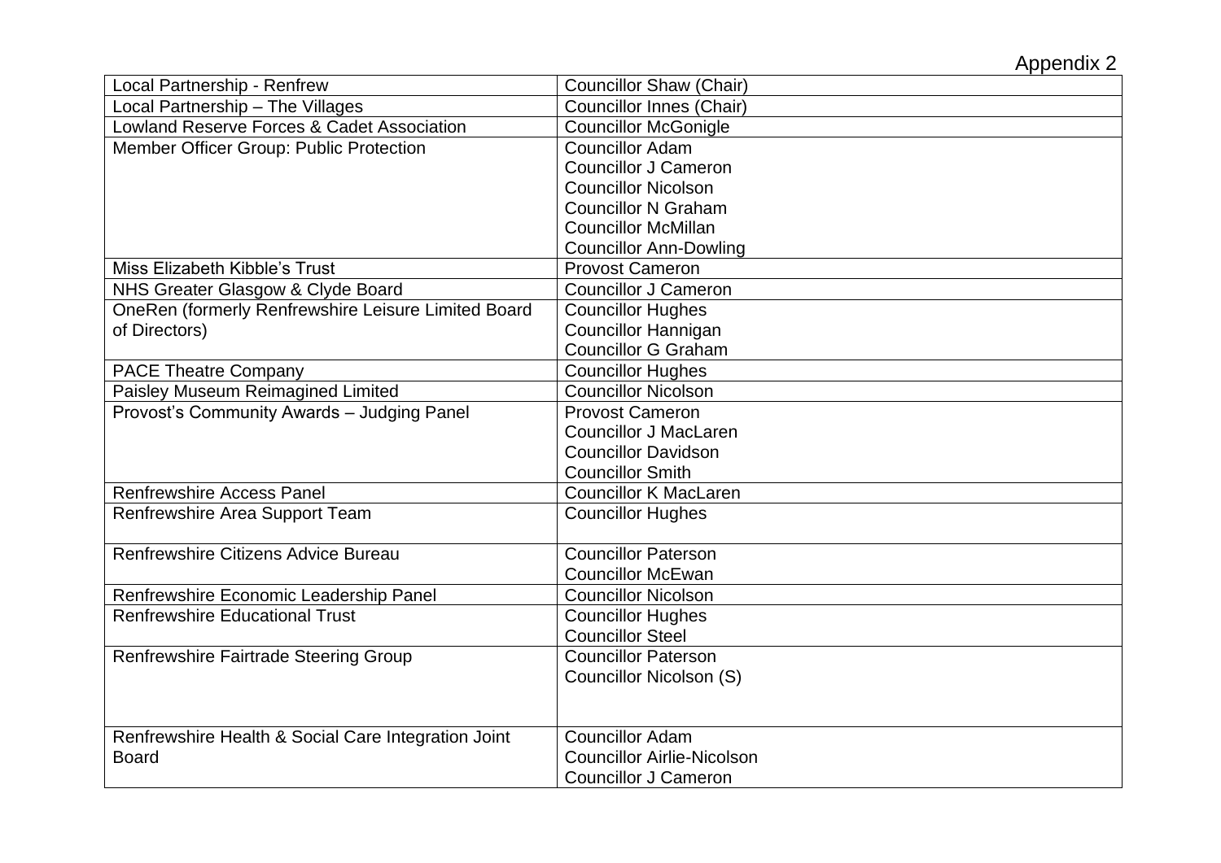Appendix 2

| | |
|---|---|
| Local Partnership - Renfrew | Councillor Shaw (Chair) |
| Local Partnership – The Villages | Councillor Innes (Chair) |
| Lowland Reserve Forces & Cadet Association | Councillor McGonigle |
| Member Officer Group: Public Protection | Councillor Adam<br>Councillor J Cameron<br>Councillor Nicolson<br>Councillor N Graham<br>Councillor McMillan<br>Councillor Ann-Dowling |
| Miss Elizabeth Kibble's Trust | Provost Cameron |
| NHS Greater Glasgow & Clyde Board | Councillor J Cameron |
| OneRen (formerly Renfrewshire Leisure Limited Board of Directors) | Councillor Hughes<br>Councillor Hannigan<br>Councillor G Graham |
| PACE Theatre Company | Councillor Hughes |
| Paisley Museum Reimagined Limited | Councillor Nicolson |
| Provost's Community Awards – Judging Panel | Provost Cameron<br>Councillor J MacLaren<br>Councillor Davidson<br>Councillor Smith |
| Renfrewshire Access Panel | Councillor K MacLaren |
| Renfrewshire Area Support Team | Councillor Hughes |
| Renfrewshire Citizens Advice Bureau | Councillor Paterson<br>Councillor McEwan |
| Renfrewshire Economic Leadership Panel | Councillor Nicolson |
| Renfrewshire Educational Trust | Councillor Hughes<br>Councillor Steel |
| Renfrewshire Fairtrade Steering Group | Councillor Paterson<br>Councillor Nicolson (S) |
| Renfrewshire Health & Social Care Integration Joint Board | Councillor Adam<br>Councillor Airlie-Nicolson<br>Councillor J Cameron |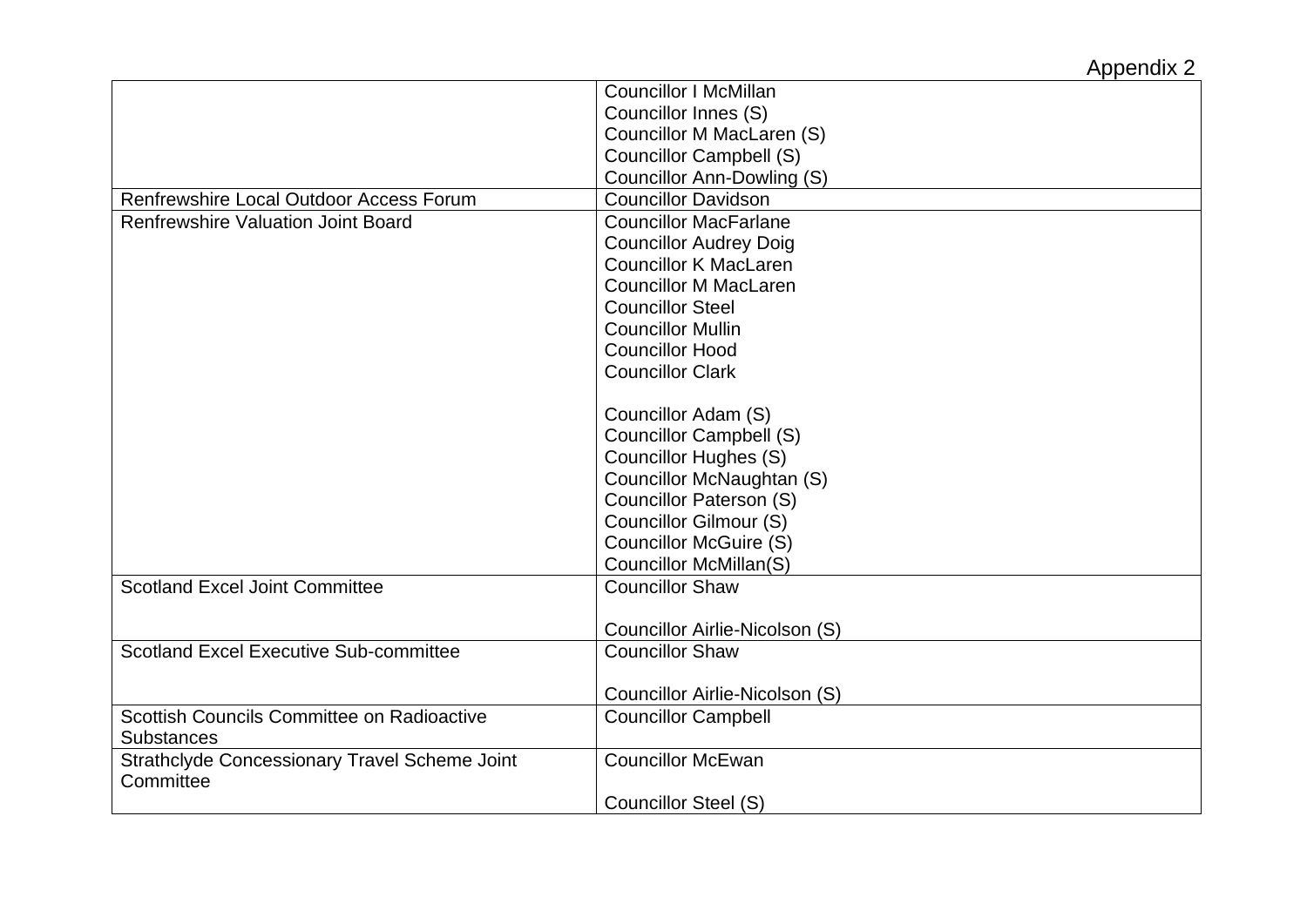Appendix 2

| | |
|---|---|
| | Councillor I McMillan<br>Councillor Innes (S)<br>Councillor M MacLaren (S)<br>Councillor Campbell (S)<br>Councillor Ann-Dowling (S) |
| Renfrewshire Local Outdoor Access Forum | Councillor Davidson |
| Renfrewshire Valuation Joint Board | Councillor MacFarlane<br>Councillor Audrey Doig<br>Councillor K MacLaren<br>Councillor M MacLaren<br>Councillor Steel<br>Councillor Mullin<br>Councillor Hood<br>Councillor Clark<br><br>Councillor Adam (S)<br>Councillor Campbell (S)<br>Councillor Hughes (S)<br>Councillor McNaughtan (S)<br>Councillor Paterson (S)<br>Councillor Gilmour (S)<br>Councillor McGuire (S)<br>Councillor McMillan(S) |
| Scotland Excel Joint Committee | Councillor Shaw<br><br>Councillor Airlie-Nicolson (S) |
| Scotland Excel Executive Sub-committee | Councillor Shaw<br><br>Councillor Airlie-Nicolson (S) |
| Scottish Councils Committee on Radioactive Substances | Councillor Campbell |
| Strathclyde Concessionary Travel Scheme Joint Committee | Councillor McEwan<br><br>Councillor Steel (S) |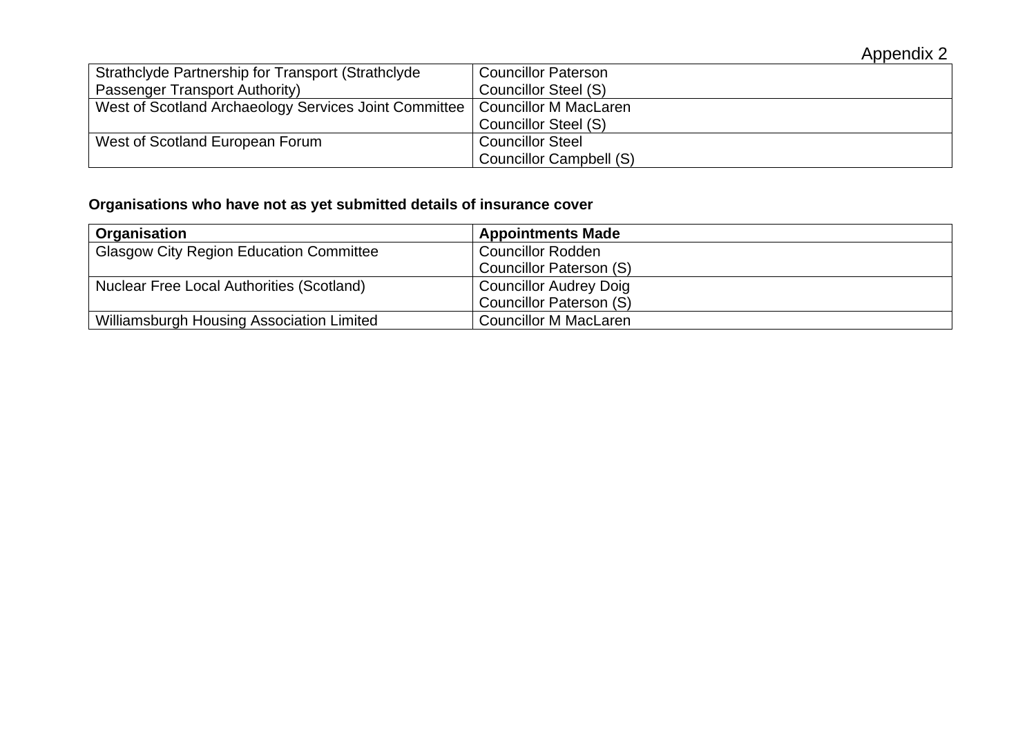Appendix 2

| | |
|---|---|
| Strathclyde Partnership for Transport (Strathclyde Passenger Transport Authority) | Councillor Paterson<br>Councillor Steel (S) |
| West of Scotland Archaeology Services Joint Committee | Councillor M MacLaren<br>Councillor Steel (S) |
| West of Scotland European Forum | Councillor Steel<br>Councillor Campbell (S) |

**Organisations who have not as yet submitted details of insurance cover**

| Organisation | Appointments Made |
|---|---|
| Glasgow City Region Education Committee | Councillor Rodden<br>Councillor Paterson (S) |
| Nuclear Free Local Authorities (Scotland) | Councillor Audrey Doig<br>Councillor Paterson (S) |
| Williamsburgh Housing Association Limited | Councillor M MacLaren |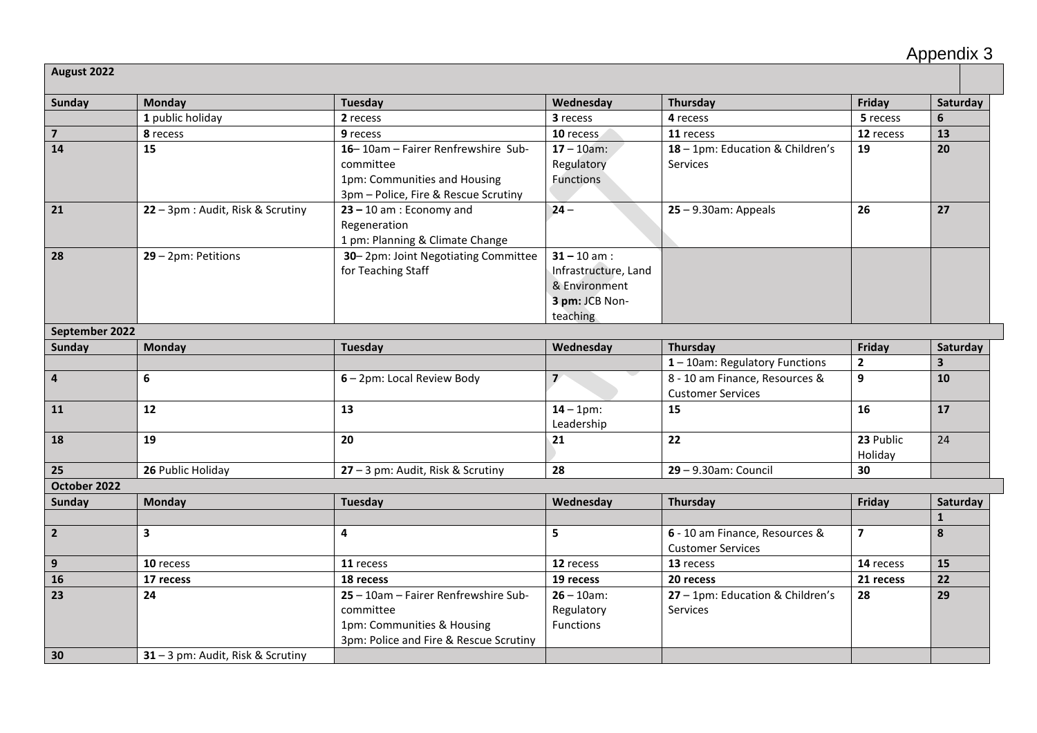Appendix 3

| August 2022 | | | | | | |
|---|---|---|---|---|---|---|
| **Sunday** | **Monday** | **Tuesday** | **Wednesday** | **Thursday** | **Friday** | **Saturday** |
| | **1** public holiday | **2** recess | **3** recess | **4** recess | **5** recess | **6** |
| **7** | **8** recess | **9** recess | **10** recess | **11** recess | **12** recess | **13** |
| **14** | **15** | **16**– 10am – Fairer Renfrewshire Sub-committee<br>1pm: Communities and Housing<br>3pm – Police, Fire & Rescue Scrutiny | **17** – 10am: Regulatory Functions | **18** – 1pm: Education & Children's Services | **19** | **20** |
| **21** | **22** – 3pm : Audit, Risk & Scrutiny | **23 –** 10 am : Economy and Regeneration<br>1 pm: Planning & Climate Change | **24** – | **25** – 9.30am: Appeals | **26** | **27** |
| **28** | **29** – 2pm: Petitions | **30**– 2pm: Joint Negotiating Committee for Teaching Staff | **31 –** 10 am : Infrastructure, Land & Environment<br>**3 pm:** JCB Non-teaching | | | |
| **September 2022** | | | | | | |
| **Sunday** | **Monday** | **Tuesday** | **Wednesday** | **Thursday** | **Friday** | **Saturday** |
| | | | | **1** – 10am: Regulatory Functions | **2** | **3** |
| **4** | **6** | **6** – 2pm: Local Review Body | **7** | 8 - 10 am Finance, Resources & Customer Services | **9** | **10** |
| **11** | **12** | **13** | **14** – 1pm: Leadership | **15** | **16** | **17** |
| **18** | **19** | **20** | **21** | **22** | **23** Public Holiday | 24 |
| **25** | **26** Public Holiday | **27** – 3 pm: Audit, Risk & Scrutiny | **28** | **29** – 9.30am: Council | **30** | |
| **October 2022** | | | | | | |
| **Sunday** | **Monday** | **Tuesday** | **Wednesday** | **Thursday** | **Friday** | **Saturday** |
| | | | | | | **1** |
| **2** | **3** | **4** | **5** | **6** - 10 am Finance, Resources & Customer Services | **7** | **8** |
| **9** | **10** recess | **11** recess | **12** recess | **13** recess | **14** recess | **15** |
| **16** | **17 recess** | **18 recess** | **19 recess** | **20 recess** | **21 recess** | **22** |
| **23** | **24** | **25** – 10am – Fairer Renfrewshire Sub-committee<br>1pm: Communities & Housing<br>3pm: Police and Fire & Rescue Scrutiny | **26** – 10am: Regulatory Functions | **27** – 1pm: Education & Children's Services | **28** | **29** |
| **30** | **31** – 3 pm: Audit, Risk & Scrutiny | | | | | |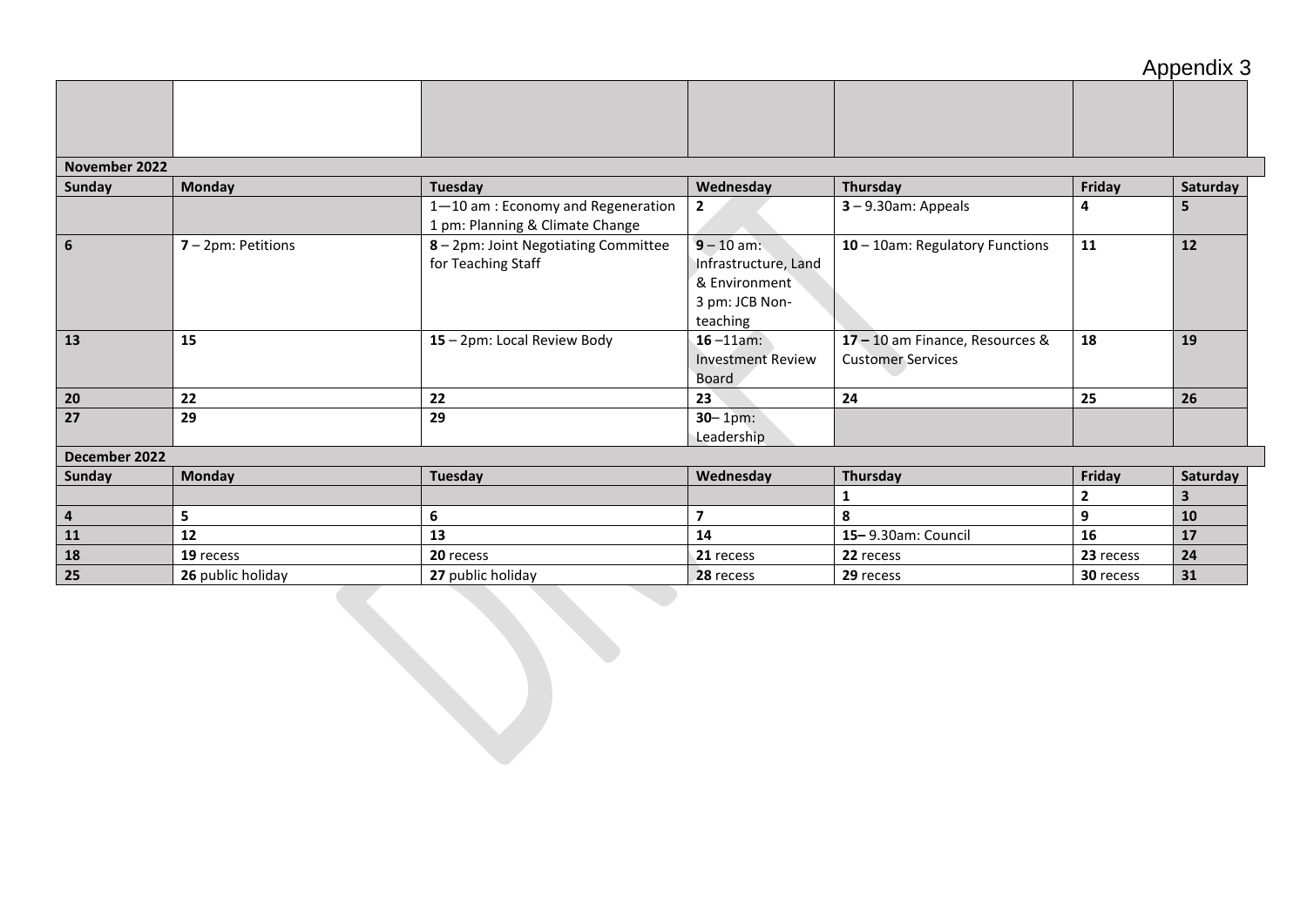# Appendix 3

| | | | | | | |
|---|---|---|---|---|---|---|
| **November 2022** | | | | | | |
| **Sunday** | **Monday** | **Tuesday** | **Wednesday** | **Thursday** | **Friday** | **Saturday** |
| | | 1—10 am : Economy and Regeneration<br>1 pm: Planning & Climate Change | **2** | **3** – 9.30am: Appeals | **4** | **5** |
| **6** | **7** – 2pm: Petitions | **8** – 2pm: Joint Negotiating Committee for Teaching Staff | **9** – 10 am: Infrastructure, Land & Environment<br>3 pm: JCB Non-teaching | **10** – 10am: Regulatory Functions | **11** | **12** |
| **13** | **15** | **15** – 2pm: Local Review Body | **16** –11am: Investment Review Board | **17 –** 10 am Finance, Resources & Customer Services | **18** | **19** |
| **20** | **22** | **22** | **23** | **24** | **25** | **26** |
| **27** | **29** | **29** | **30**– 1pm: Leadership | | | |
| **December 2022** | | | | | | |
| **Sunday** | **Monday** | **Tuesday** | **Wednesday** | **Thursday** | **Friday** | **Saturday** |
| | | | | **1** | **2** | **3** |
| **4** | **5** | **6** | **7** | **8** | **9** | **10** |
| **11** | **12** | **13** | **14** | **15**– 9.30am: Council | **16** | **17** |
| **18** | **19** recess | **20** recess | **21** recess | **22** recess | **23** recess | **24** |
| **25** | **26** public holiday | **27** public holiday | **28** recess | **29** recess | **30** recess | **31** |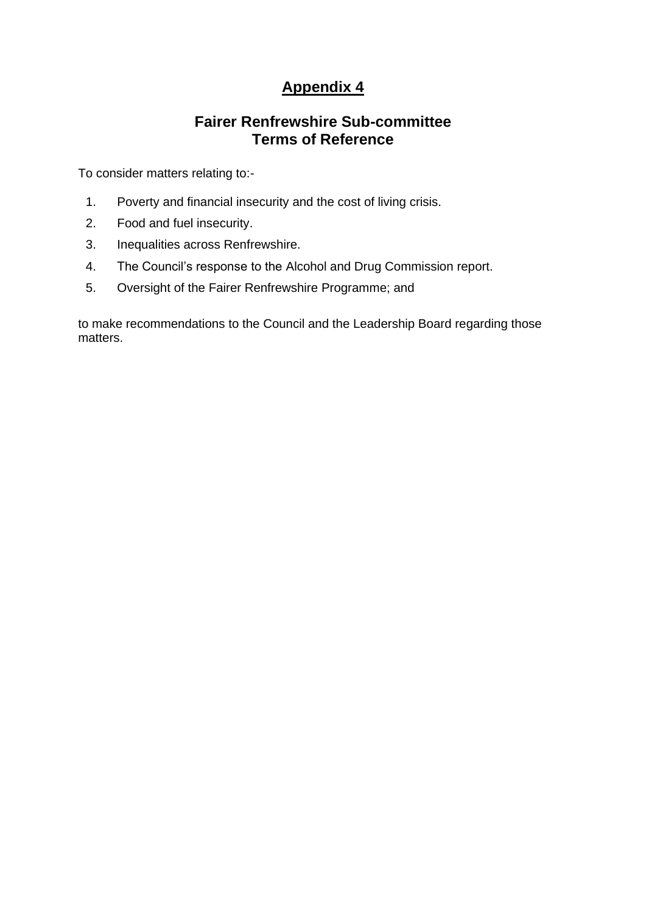# Appendix 4

## Fairer Renfrewshire Sub-committee
## Terms of Reference

To consider matters relating to:-

1. Poverty and financial insecurity and the cost of living crisis.
2. Food and fuel insecurity.
3. Inequalities across Renfrewshire.
4. The Council's response to the Alcohol and Drug Commission report.
5. Oversight of the Fairer Renfrewshire Programme; and

to make recommendations to the Council and the Leadership Board regarding those matters.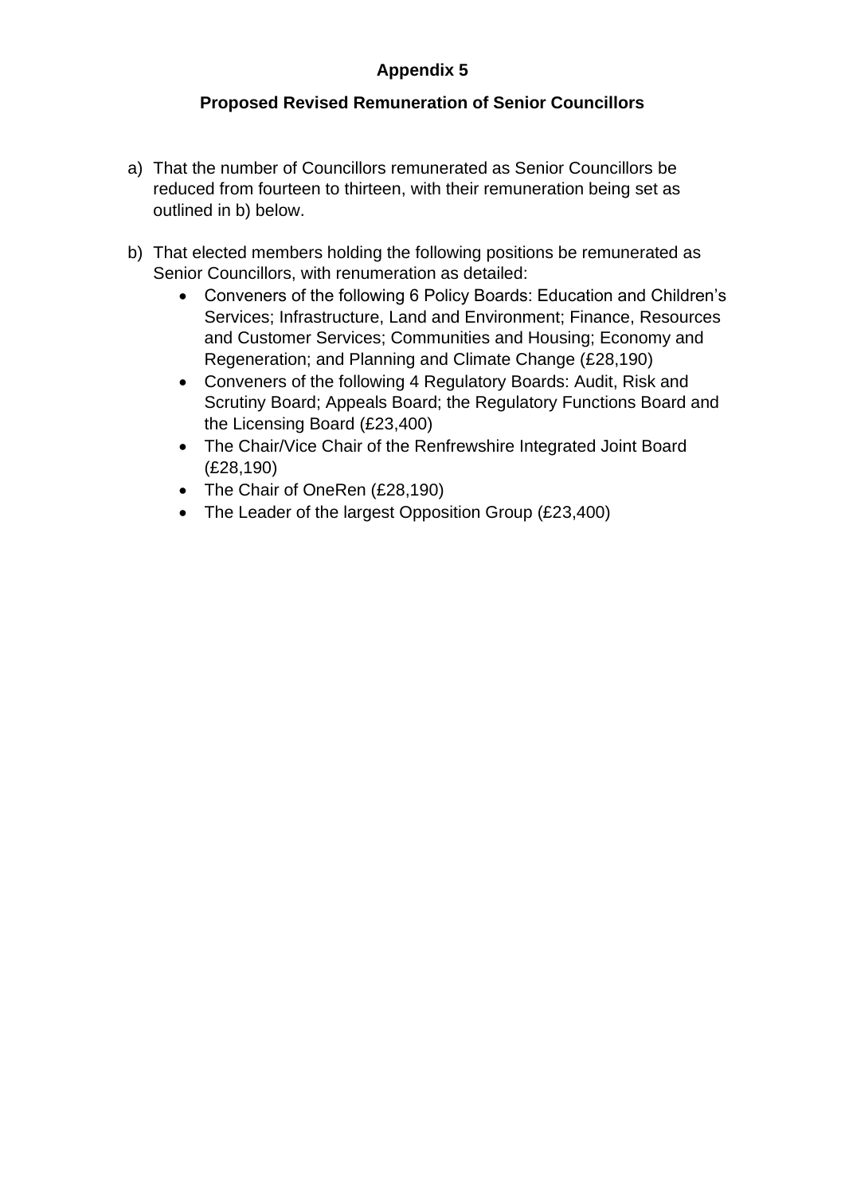**Appendix 5**

**Proposed Revised Remuneration of Senior Councillors**

a) That the number of Councillors remunerated as Senior Councillors be reduced from fourteen to thirteen, with their remuneration being set as outlined in b) below.

b) That elected members holding the following positions be remunerated as Senior Councillors, with renumeration as detailed:
   - Conveners of the following 6 Policy Boards: Education and Children's Services; Infrastructure, Land and Environment; Finance, Resources and Customer Services; Communities and Housing; Economy and Regeneration; and Planning and Climate Change (£28,190)
   - Conveners of the following 4 Regulatory Boards: Audit, Risk and Scrutiny Board; Appeals Board; the Regulatory Functions Board and the Licensing Board (£23,400)
   - The Chair/Vice Chair of the Renfrewshire Integrated Joint Board (£28,190)
   - The Chair of OneRen (£28,190)
   - The Leader of the largest Opposition Group (£23,400)